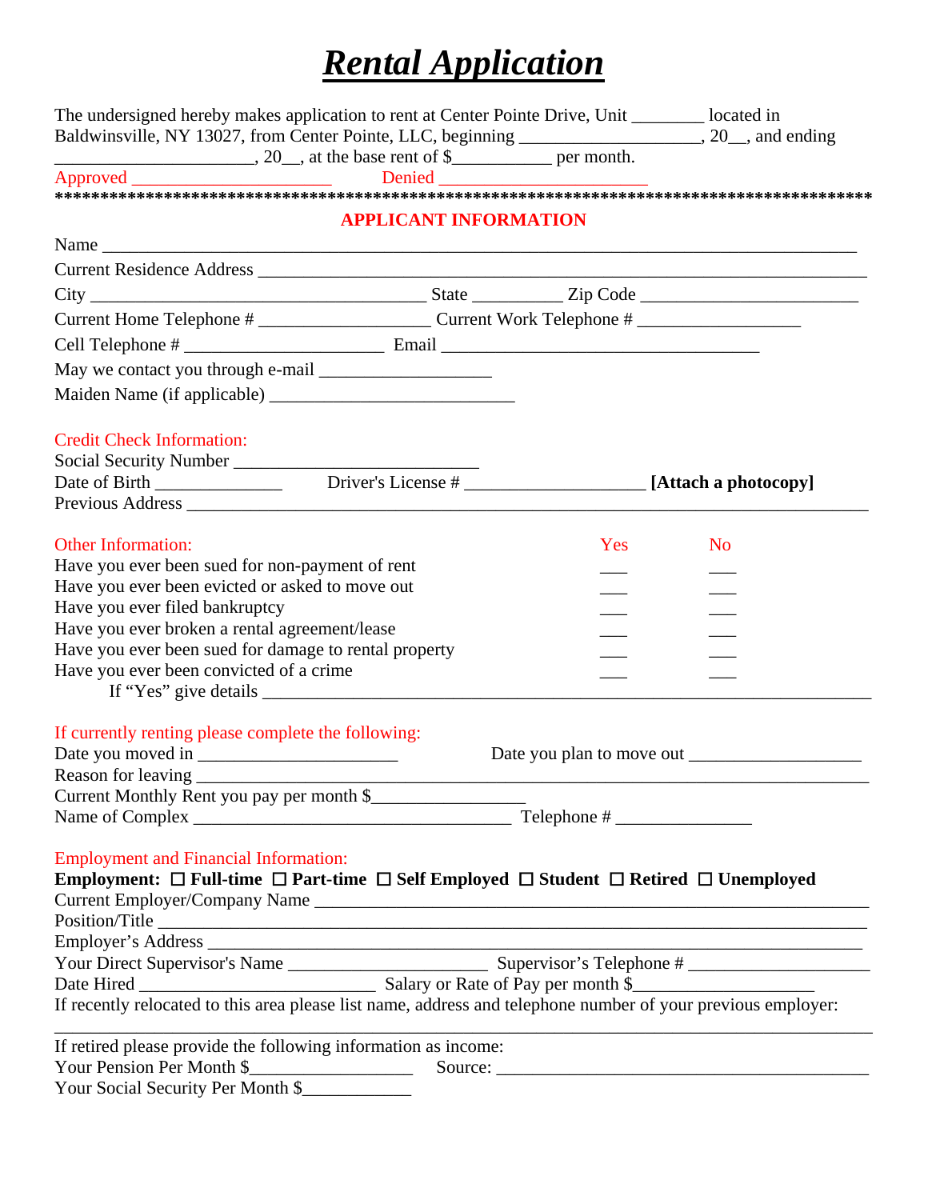# ***Rental Application***

The undersigned hereby makes application to rent at Center Pointe Drive, Unit ________ located in Baldwinsville, NY 13027, from Center Pointe, LLC, beginning ____________________, 20__, and ending ______________________, 20__, at the base rent of $___________ per month.

Approved ______________________ Denied _______________________

*************************************************************************************

## APPLICANT INFORMATION

Name ___________________________________________________________________________

Current Residence Address ____________________________________________________________

City _____________________________________ State __________ Zip Code ________________________

Current Home Telephone # ___________________ Current Work Telephone # __________________

Cell Telephone # ______________________ Email ___________________________________

May we contact you through e-mail ___________________

Maiden Name (if applicable) ___________________________

### Credit Check Information:

Social Security Number ___________________________

Date of Birth ______________ Driver's License # ____________________ **[Attach a photocopy]**

Previous Address ____________________________________________________________________

### Other Information:

| | Yes | No |
|---|---|---|
| Have you ever been sued for non-payment of rent | ___ | ___ |
| Have you ever been evicted or asked to move out | ___ | ___ |
| Have you ever filed bankruptcy | ___ | ___ |
| Have you ever broken a rental agreement/lease | ___ | ___ |
| Have you ever been sued for damage to rental property | ___ | ___ |
| Have you ever been convicted of a crime | ___ | ___ |

If "Yes" give details _________________________________________________________________

### If currently renting please complete the following:

Date you moved in ______________________ Date you plan to move out ___________________

Reason for leaving ____________________________________________________________________

Current Monthly Rent you pay per month $_________________

Name of Complex ___________________________________ Telephone # _______________

### Employment and Financial Information:

**Employment: ☐ Full-time ☐ Part-time ☐ Self Employed ☐ Student ☐ Retired ☐ Unemployed**

Current Employer/Company Name ______________________________________________________

Position/Title _______________________________________________________________________

Employer's Address __________________________________________________________________

Your Direct Supervisor's Name ______________________ Supervisor's Telephone # ____________________

Date Hired __________________________ Salary or Rate of Pay per month $___________________

If recently relocated to this area please list name, address and telephone number of your previous employer:

_________________________________________________________________________________________

If retired please provide the following information as income:

Your Pension Per Month $__________________ Source: ________________________________________

Your Social Security Per Month $____________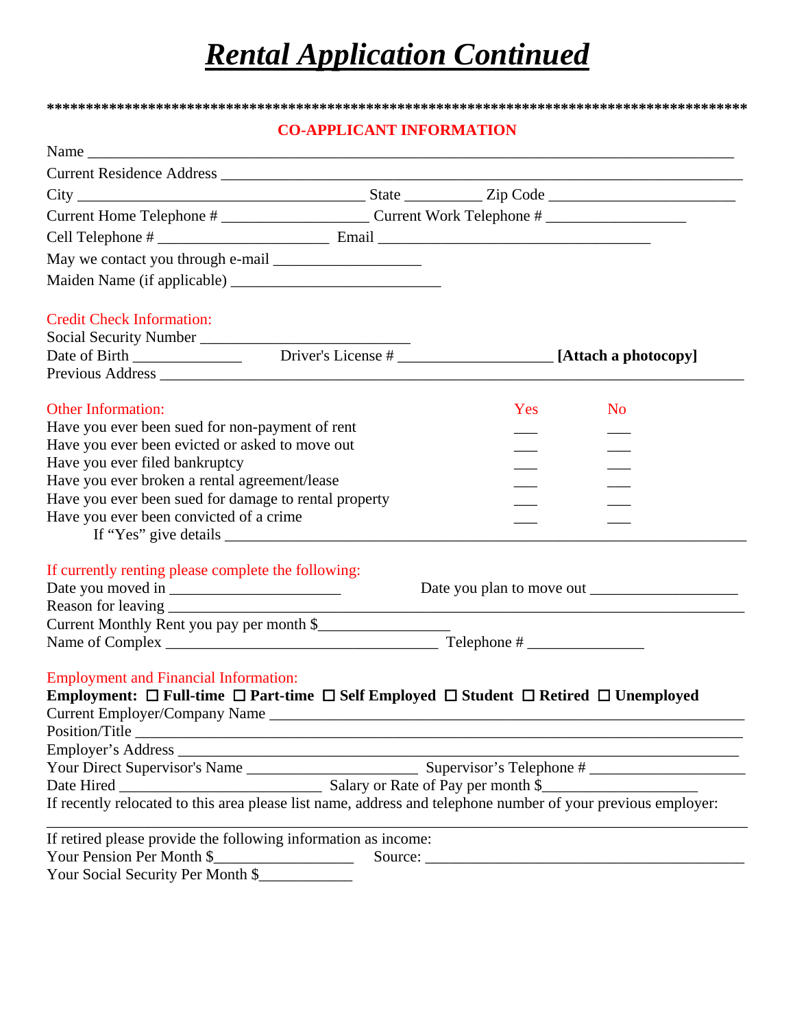# ***Rental Application Continued***

*******************************************************************************************

**CO-APPLICANT INFORMATION**

Name ___________________________________________________________________________

Current Residence Address _______________________________________________________

City __________________________________ State __________ Zip Code ________________________

Current Home Telephone # ___________________ Current Work Telephone # __________________

Cell Telephone # ______________________ Email ___________________________________

May we contact you through e-mail ___________________

Maiden Name (if applicable) ___________________________

Credit Check Information:

Social Security Number ___________________________

Date of Birth ______________ Driver's License # ____________________ **[Attach a photocopy]**

Previous Address _________________________________________________________________

Other Information:

| | Yes | No |
|---|---|---|
| Have you ever been sued for non-payment of rent | ___ | ___ |
| Have you ever been evicted or asked to move out | ___ | ___ |
| Have you ever filed bankruptcy | ___ | ___ |
| Have you ever broken a rental agreement/lease | ___ | ___ |
| Have you ever been sued for damage to rental property | ___ | ___ |
| Have you ever been convicted of a crime | ___ | ___ |

If "Yes" give details ____________________________________________________________

If currently renting please complete the following:

Date you moved in ______________________ Date you plan to move out ___________________

Reason for leaving _______________________________________________________________

Current Monthly Rent you pay per month $_________________

Name of Complex ___________________________________ Telephone # _______________

Employment and Financial Information:

**Employment: ☐ Full-time ☐ Part-time ☐ Self Employed ☐ Student ☐ Retired ☐ Unemployed**

Current Employer/Company Name ______________________________________________

Position/Title _____________________________________________________________

Employer's Address _________________________________________________________

Your Direct Supervisor's Name ______________________ Supervisor's Telephone # ____________________

Date Hired __________________________ Salary or Rate of Pay per month $___________________

If recently relocated to this area please list name, address and telephone number of your previous employer:

_____________________________________________________________________________

If retired please provide the following information as income:

Your Pension Per Month $__________________ Source: _________________________________________

Your Social Security Per Month $____________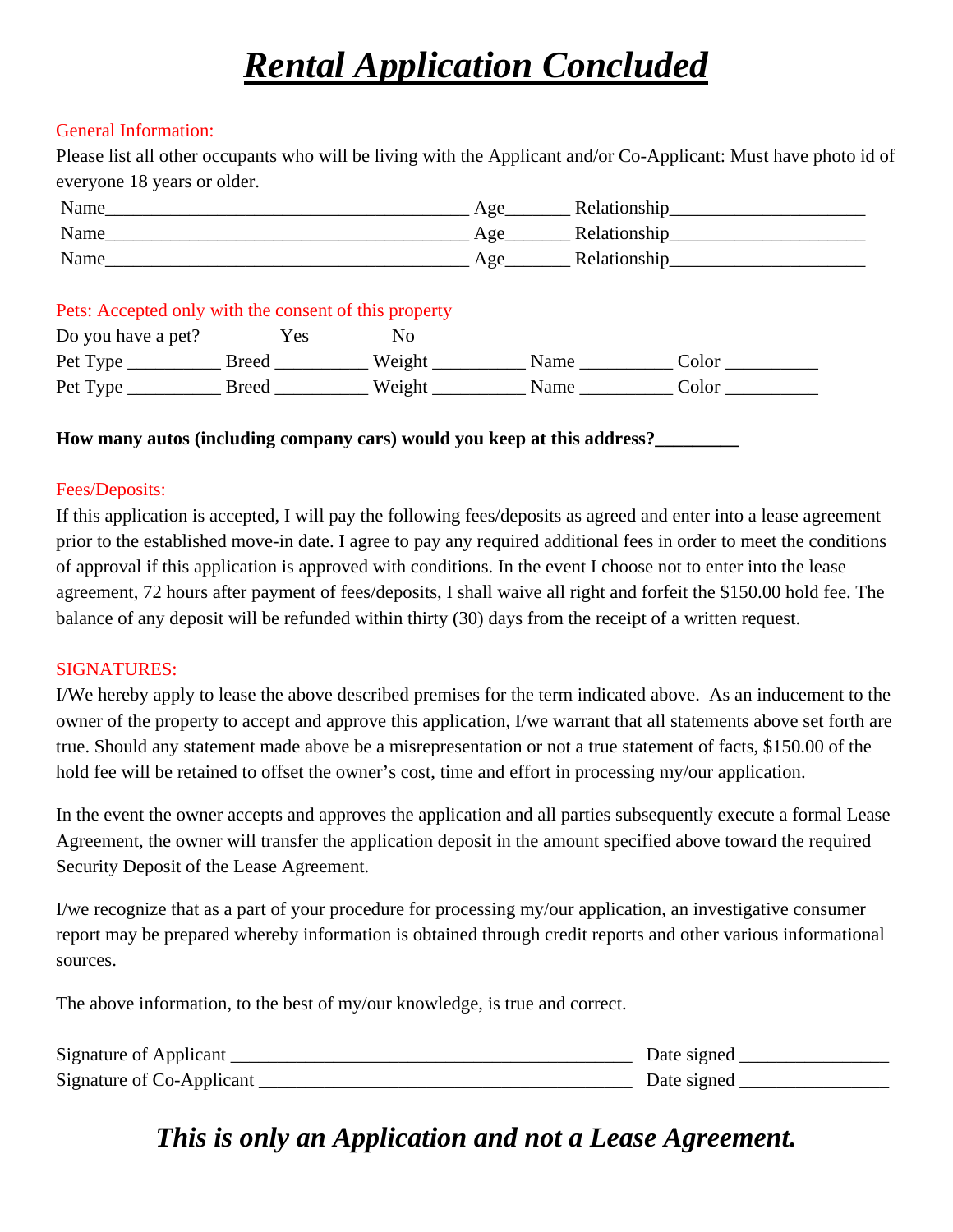# ***Rental Application Concluded***

General Information:

Please list all other occupants who will be living with the Applicant and/or Co-Applicant: Must have photo id of everyone 18 years or older.

Name_______________________________________ Age_______ Relationship____________________
Name_______________________________________ Age_______ Relationship____________________
Name_______________________________________ Age_______ Relationship____________________

Pets: Accepted only with the consent of this property

Do you have a pet? Yes No

Pet Type __________ Breed __________ Weight __________ Name __________ Color __________
Pet Type __________ Breed __________ Weight __________ Name __________ Color __________

**How many autos (including company cars) would you keep at this address?_________**

Fees/Deposits:

If this application is accepted, I will pay the following fees/deposits as agreed and enter into a lease agreement prior to the established move-in date. I agree to pay any required additional fees in order to meet the conditions of approval if this application is approved with conditions. In the event I choose not to enter into the lease agreement, 72 hours after payment of fees/deposits, I shall waive all right and forfeit the $150.00 hold fee. The balance of any deposit will be refunded within thirty (30) days from the receipt of a written request.

SIGNATURES:

I/We hereby apply to lease the above described premises for the term indicated above. As an inducement to the owner of the property to accept and approve this application, I/we warrant that all statements above set forth are true. Should any statement made above be a misrepresentation or not a true statement of facts, $150.00 of the hold fee will be retained to offset the owner's cost, time and effort in processing my/our application.

In the event the owner accepts and approves the application and all parties subsequently execute a formal Lease Agreement, the owner will transfer the application deposit in the amount specified above toward the required Security Deposit of the Lease Agreement.

I/we recognize that as a part of your procedure for processing my/our application, an investigative consumer report may be prepared whereby information is obtained through credit reports and other various informational sources.

The above information, to the best of my/our knowledge, is true and correct.

Signature of Applicant ___________________________________________ Date signed ________________
Signature of Co-Applicant ________________________________________ Date signed ________________

***This is only an Application and not a Lease Agreement.***